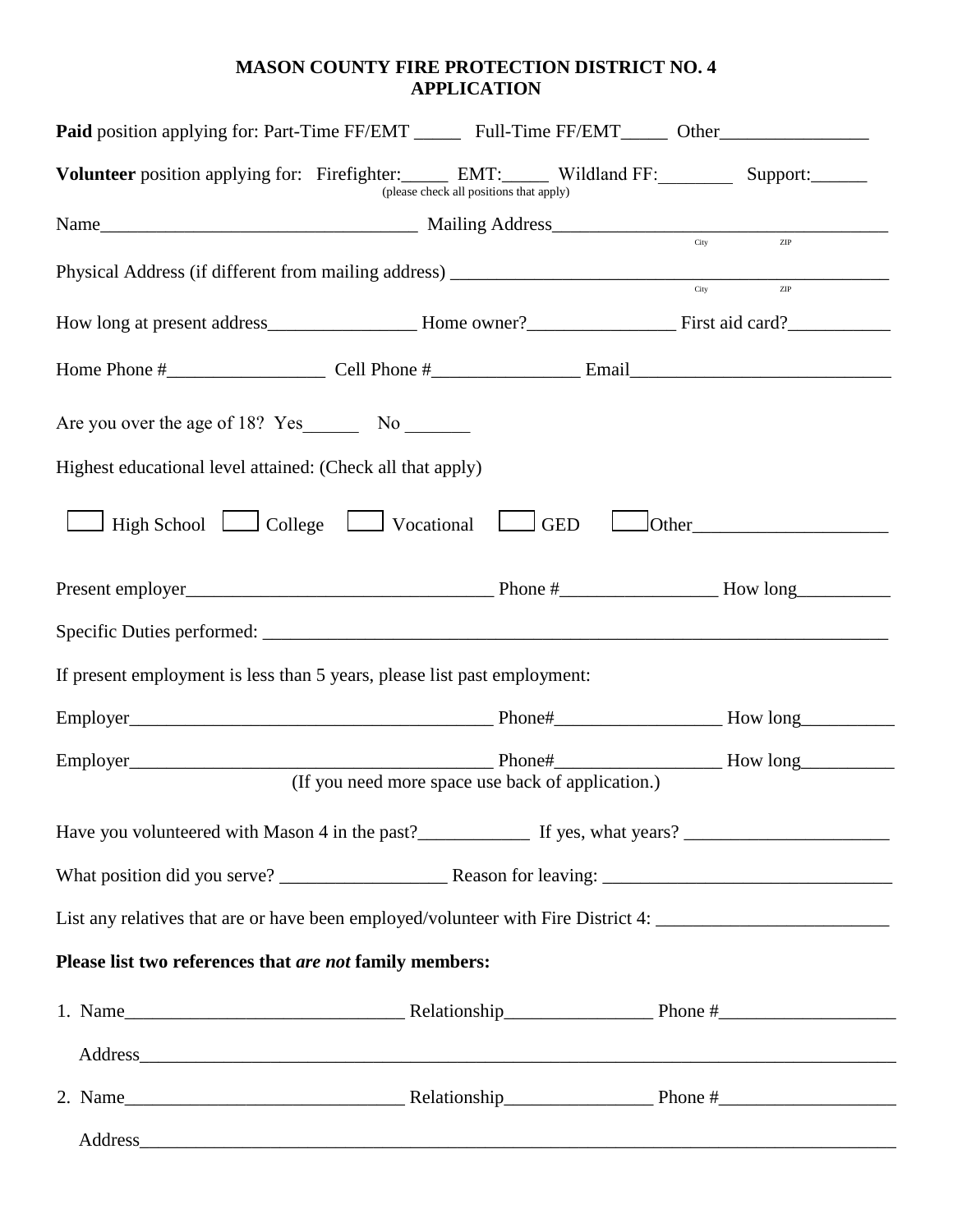# MASON COUNTY FIRE PROTECTION DISTRICT NO. 4
# APPLICATION

**Paid** position applying for: Part-Time FF/EMT _____ Full-Time FF/EMT_____ Other________________

**Volunteer** position applying for: Firefighter:_____ EMT:_____ Wildland FF:________ Support:______
(please check all positions that apply)

Name__________________________________ Mailing Address____________________________________
City ZIP

Physical Address (if different from mailing address) ______________________________________________
City ZIP

How long at present address________________ Home owner?________________ First aid card?___________

Home Phone #_________________ Cell Phone #________________ Email____________________________

Are you over the age of 18? Yes______ No _______

Highest educational level attained: (Check all that apply)

☐ High School ☐ College ☐ Vocational ☐ GED ☐ Other_____________________

Present employer_________________________________ Phone #_________________ How long__________

Specific Duties performed: ______________________________________________________________________

If present employment is less than 5 years, please list past employment:

Employer_______________________________________ Phone#__________________ How long__________

Employer_______________________________________ Phone#__________________ How long__________
(If you need more space use back of application.)

Have you volunteered with Mason 4 in the past?____________ If yes, what years? ______________________

What position did you serve? __________________ Reason for leaving: _______________________________

List any relatives that are or have been employed/volunteer with Fire District 4: _________________________

**Please list two references that *are not* family members:**

1. Name______________________________ Relationship________________ Phone #___________________

   Address_________________________________________________________________________________

2. Name______________________________ Relationship________________ Phone #___________________

   Address_________________________________________________________________________________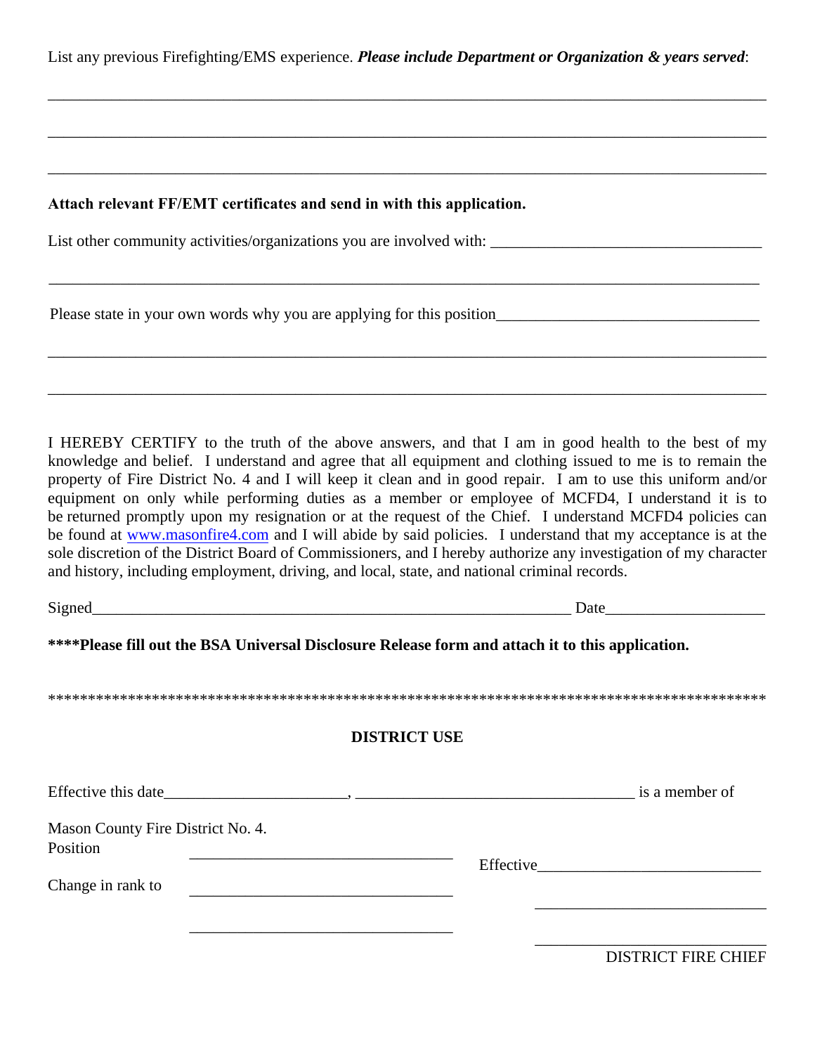List any previous Firefighting/EMS experience. ***Please include Department or Organization & years served***:

______________________________________________________________________________________

______________________________________________________________________________________

______________________________________________________________________________________

**Attach relevant FF/EMT certificates and send in with this application.**

List other community activities/organizations you are involved with: ___________________________________

______________________________________________________________________________________

Please state in your own words why you are applying for this position_________________________________

______________________________________________________________________________________

______________________________________________________________________________________

I HEREBY CERTIFY to the truth of the above answers, and that I am in good health to the best of my knowledge and belief. I understand and agree that all equipment and clothing issued to me is to remain the property of Fire District No. 4 and I will keep it clean and in good repair. I am to use this uniform and/or equipment on only while performing duties as a member or employee of MCFD4, I understand it is to be returned promptly upon my resignation or at the request of the Chief. I understand MCFD4 policies can be found at www.masonfire4.com and I will abide by said policies. I understand that my acceptance is at the sole discretion of the District Board of Commissioners, and I hereby authorize any investigation of my character and history, including employment, driving, and local, state, and national criminal records.

Signed______________________________________________________________ Date____________________

**\*\*\*\*Please fill out the BSA Universal Disclosure Release form and attach it to this application.**

\*\*\*\*\*\*\*\*\*\*\*\*\*\*\*\*\*\*\*\*\*\*\*\*\*\*\*\*\*\*\*\*\*\*\*\*\*\*\*\*\*\*\*\*\*\*\*\*\*\*\*\*\*\*\*\*\*\*\*\*\*\*\*\*\*\*\*\*\*\*\*\*\*\*\*\*\*\*\*\*\*\*\*\*\*\*\*\*\*\*\*\*\*

**DISTRICT USE**

Effective this date______________________, ___________________________________ is a member of

Mason County Fire District No. 4.

Position _________________________________ Effective___________________________

Change in rank to _________________________________

_________________________________ _____________________________

_____________________________

DISTRICT FIRE CHIEF